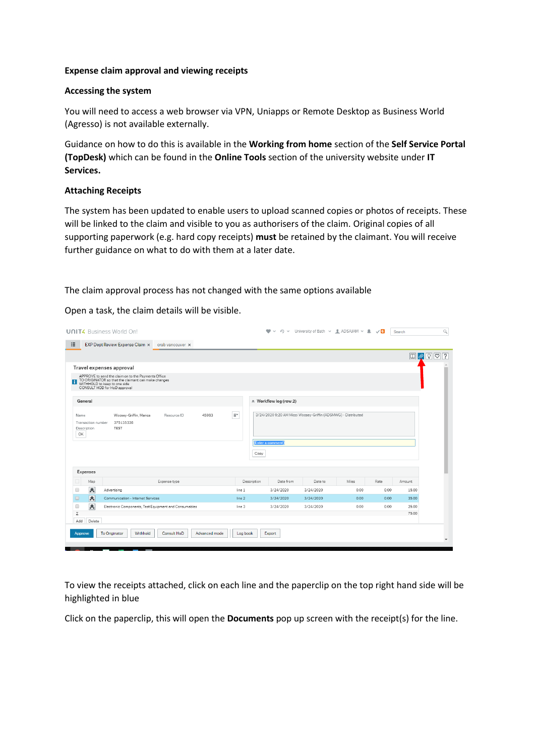**Expense claim approval and viewing receipts**

**Accessing the system**

You will need to access a web browser via VPN, Uniapps or Remote Desktop as Business World (Agresso) is not available externally.

Guidance on how to do this is available in the **Working from home** section of the **Self Service Portal (TopDesk)** which can be found in the **Online Tools** section of the university website under **IT Services.**

**Attaching Receipts**

The system has been updated to enable users to upload scanned copies or photos of receipts. These will be linked to the claim and visible to you as authorisers of the claim. Original copies of all supporting paperwork (e.g. hard copy receipts) **must** be retained by the claimant. You will receive further guidance on what to do with them at a later date.

The claim approval process has not changed with the same options available

Open a task, the claim details will be visible.

To view the receipts attached, click on each line and the paperclip on the top right hand side will be highlighted in blue

Click on the paperclip, this will open the **Documents** pop up screen with the receipt(s) for the line.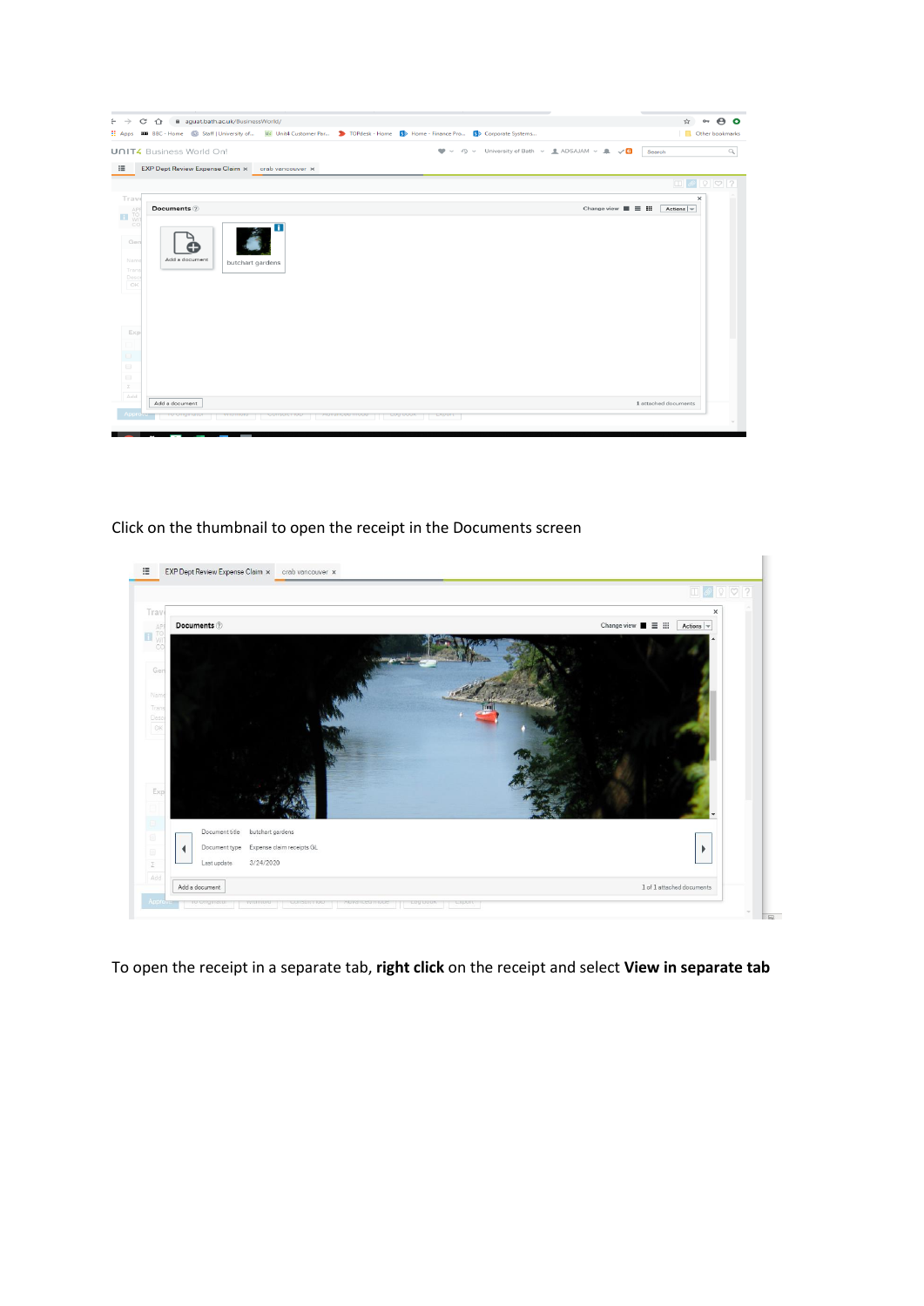Click on the thumbnail to open the receipt in the Documents screen

To open the receipt in a separate tab, **right click** on the receipt and select **View in separate tab**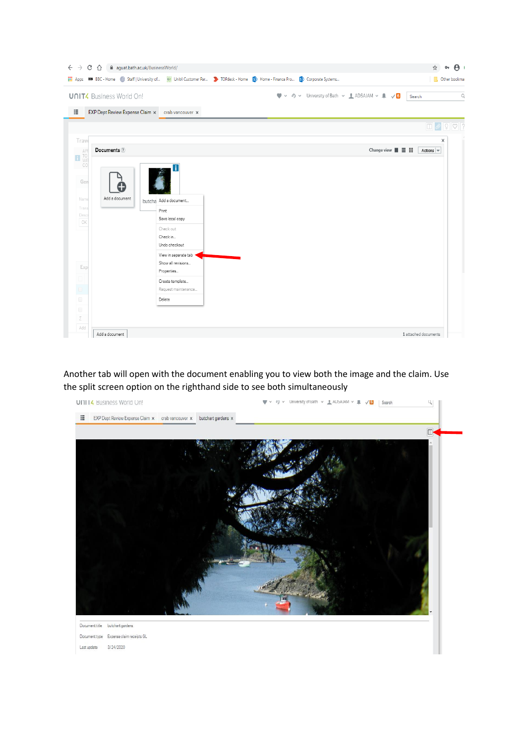Another tab will open with the document enabling you to view both the image and the claim. Use the split screen option on the righthand side to see both simultaneously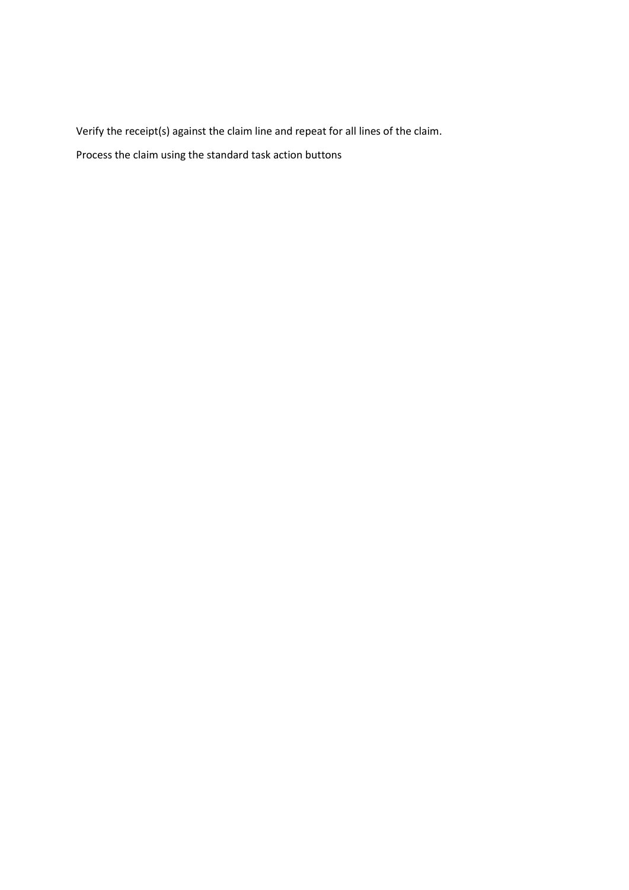Verify the receipt(s) against the claim line and repeat for all lines of the claim.

Process the claim using the standard task action buttons